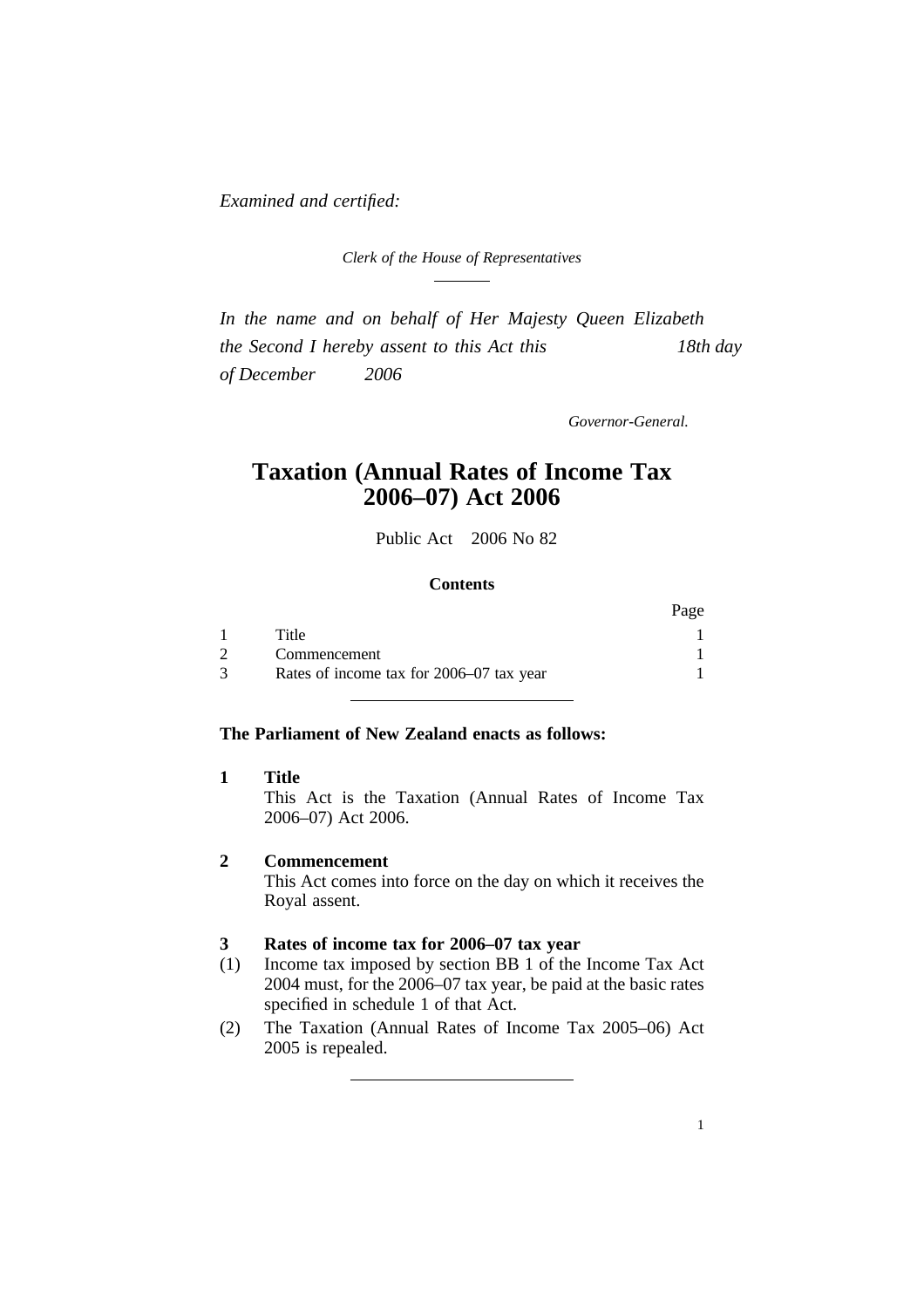*Examined and certified:*

*Clerk of the House of Representatives*

---

*In the name and on behalf of Her Majesty Queen Elizabeth the Second I hereby assent to this Act this 18th day of December 2006*

*Governor-General.*

# Taxation (Annual Rates of Income Tax 2006–07) Act 2006

Public Act 2006 No 82

**Contents**

| | | Page |
|---|---|---|
| 1 | Title | 1 |
| 2 | Commencement | 1 |
| 3 | Rates of income tax for 2006–07 tax year | 1 |

---

**The Parliament of New Zealand enacts as follows:**

**1 Title**

This Act is the Taxation (Annual Rates of Income Tax 2006–07) Act 2006.

**2 Commencement**

This Act comes into force on the day on which it receives the Royal assent.

**3 Rates of income tax for 2006–07 tax year**

(1) Income tax imposed by section BB 1 of the Income Tax Act 2004 must, for the 2006–07 tax year, be paid at the basic rates specified in schedule 1 of that Act.

(2) The Taxation (Annual Rates of Income Tax 2005–06) Act 2005 is repealed.

---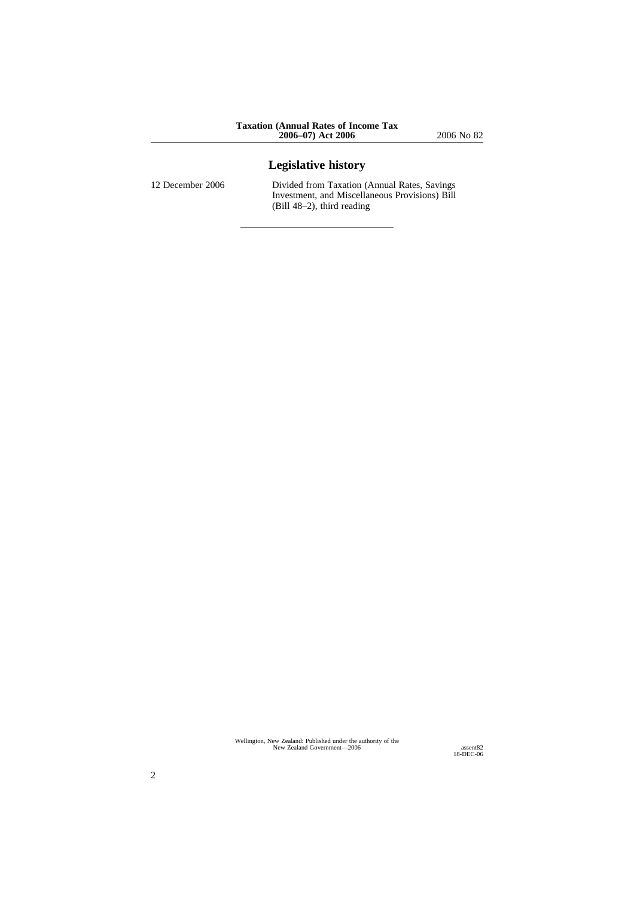## Legislative history

| | |
|---|---|
| 12 December 2006 | Divided from Taxation (Annual Rates, Savings Investment, and Miscellaneous Provisions) Bill (Bill 48–2), third reading |

Wellington, New Zealand: Published under the authority of the New Zealand Government—2006